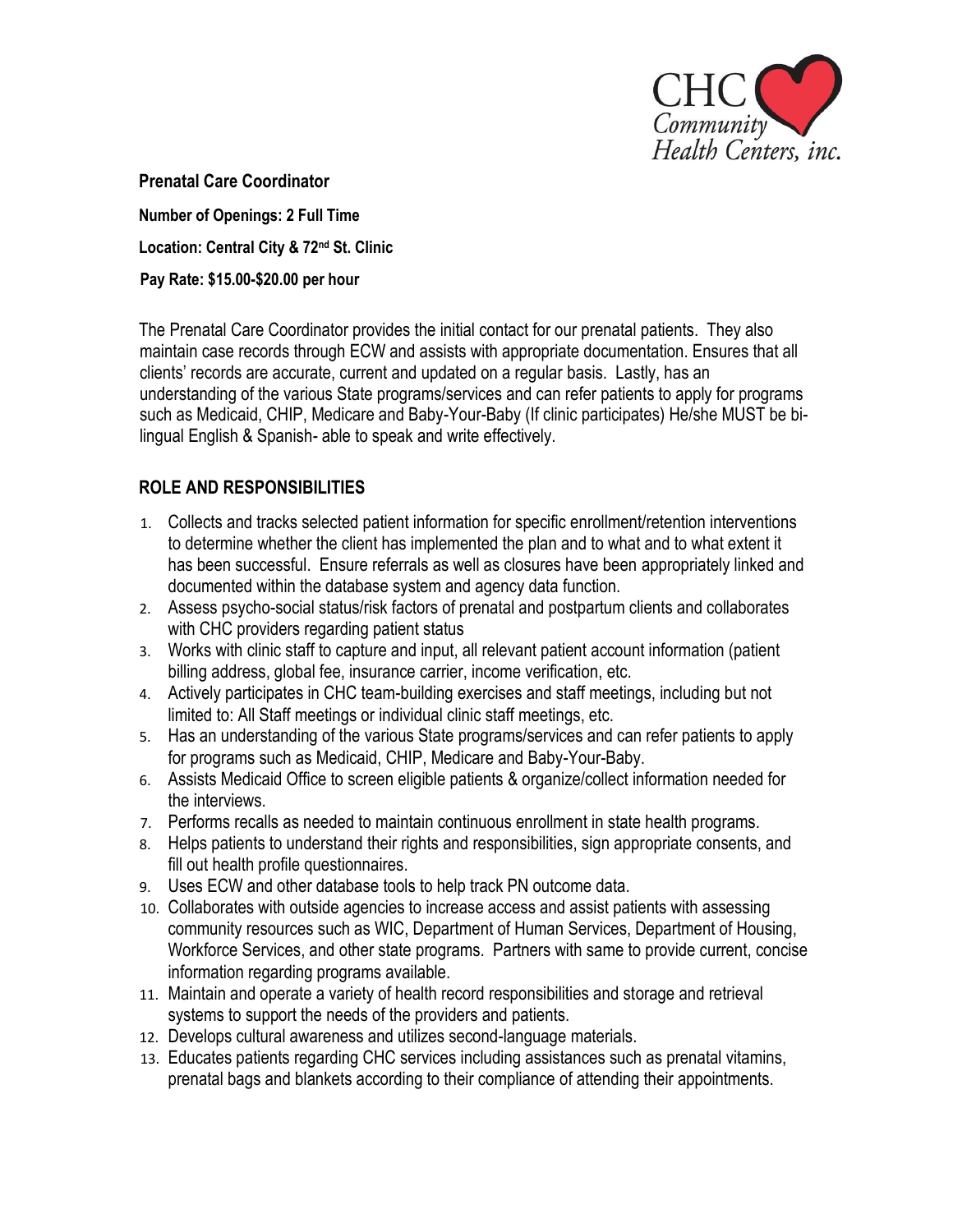**Prenatal Care Coordinator**

**Number of Openings: 2 Full Time**

**Location: Central City & 72nd St. Clinic**

**Pay Rate: $15.00-$20.00 per hour**

The Prenatal Care Coordinator provides the initial contact for our prenatal patients. They also maintain case records through ECW and assists with appropriate documentation. Ensures that all clients' records are accurate, current and updated on a regular basis. Lastly, has an understanding of the various State programs/services and can refer patients to apply for programs such as Medicaid, CHIP, Medicare and Baby-Your-Baby (If clinic participates) He/she MUST be bi-lingual English & Spanish- able to speak and write effectively.

## ROLE AND RESPONSIBILITIES

1. Collects and tracks selected patient information for specific enrollment/retention interventions to determine whether the client has implemented the plan and to what and to what extent it has been successful. Ensure referrals as well as closures have been appropriately linked and documented within the database system and agency data function.
2. Assess psycho-social status/risk factors of prenatal and postpartum clients and collaborates with CHC providers regarding patient status
3. Works with clinic staff to capture and input, all relevant patient account information (patient billing address, global fee, insurance carrier, income verification, etc.
4. Actively participates in CHC team-building exercises and staff meetings, including but not limited to: All Staff meetings or individual clinic staff meetings, etc.
5. Has an understanding of the various State programs/services and can refer patients to apply for programs such as Medicaid, CHIP, Medicare and Baby-Your-Baby.
6. Assists Medicaid Office to screen eligible patients & organize/collect information needed for the interviews.
7. Performs recalls as needed to maintain continuous enrollment in state health programs.
8. Helps patients to understand their rights and responsibilities, sign appropriate consents, and fill out health profile questionnaires.
9. Uses ECW and other database tools to help track PN outcome data.
10. Collaborates with outside agencies to increase access and assist patients with assessing community resources such as WIC, Department of Human Services, Department of Housing, Workforce Services, and other state programs. Partners with same to provide current, concise information regarding programs available.
11. Maintain and operate a variety of health record responsibilities and storage and retrieval systems to support the needs of the providers and patients.
12. Develops cultural awareness and utilizes second-language materials.
13. Educates patients regarding CHC services including assistances such as prenatal vitamins, prenatal bags and blankets according to their compliance of attending their appointments.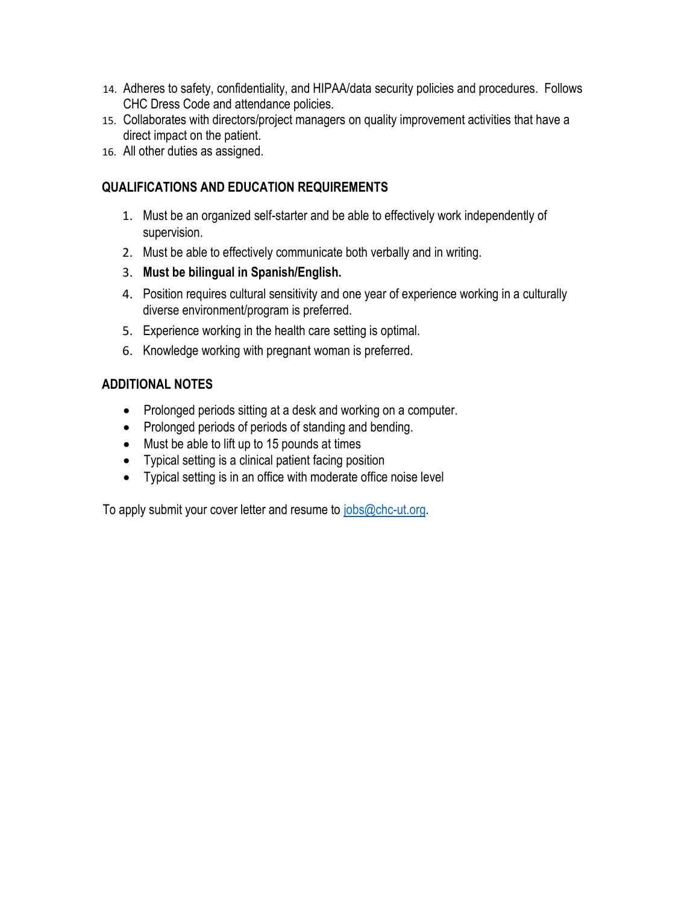14. Adheres to safety, confidentiality, and HIPAA/data security policies and procedures. Follows CHC Dress Code and attendance policies.
15. Collaborates with directors/project managers on quality improvement activities that have a direct impact on the patient.
16. All other duties as assigned.

## QUALIFICATIONS AND EDUCATION REQUIREMENTS

1. Must be an organized self-starter and be able to effectively work independently of supervision.
2. Must be able to effectively communicate both verbally and in writing.
3. **Must be bilingual in Spanish/English.**
4. Position requires cultural sensitivity and one year of experience working in a culturally diverse environment/program is preferred.
5. Experience working in the health care setting is optimal.
6. Knowledge working with pregnant woman is preferred.

## ADDITIONAL NOTES

- Prolonged periods sitting at a desk and working on a computer.
- Prolonged periods of periods of standing and bending.
- Must be able to lift up to 15 pounds at times
- Typical setting is a clinical patient facing position
- Typical setting is in an office with moderate office noise level

To apply submit your cover letter and resume to [jobs@chc-ut.org](mailto:jobs@chc-ut.org).